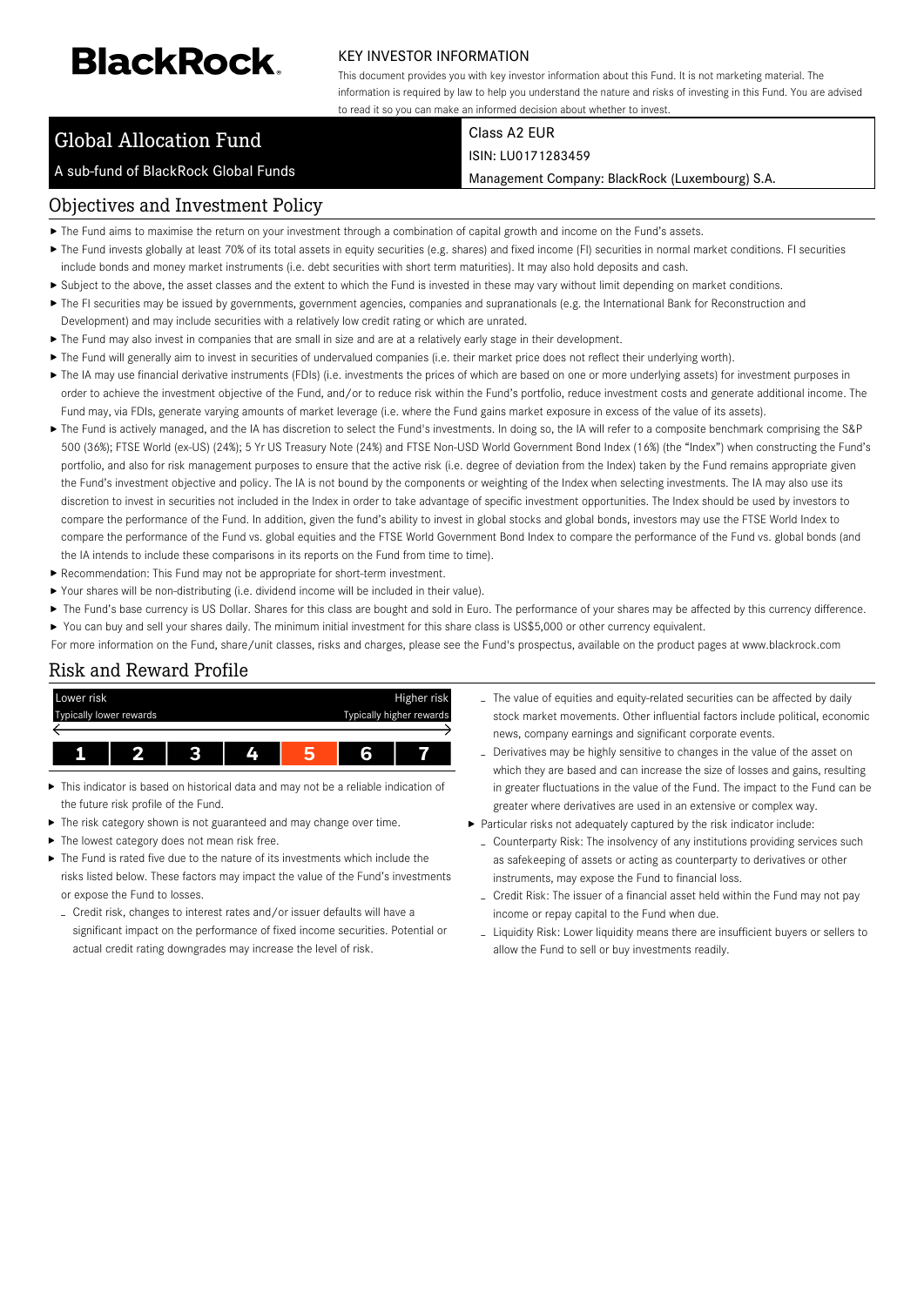BlackRock.

KEY INVESTOR INFORMATION

This document provides you with key investor information about this Fund. It is not marketing material. The information is required by law to help you understand the nature and risks of investing in this Fund. You are advised to read it so you can make an informed decision about whether to invest.

# Global Allocation Fund

A sub-fund of BlackRock Global Funds

Class A2 EUR

ISIN: LU0171283459

Management Company: BlackRock (Luxembourg) S.A.

## Objectives and Investment Policy

- The Fund aims to maximise the return on your investment through a combination of capital growth and income on the Fund's assets.
- The Fund invests globally at least 70% of its total assets in equity securities (e.g. shares) and fixed income (FI) securities in normal market conditions. FI securities include bonds and money market instruments (i.e. debt securities with short term maturities). It may also hold deposits and cash.
- Subject to the above, the asset classes and the extent to which the Fund is invested in these may vary without limit depending on market conditions.
- The FI securities may be issued by governments, government agencies, companies and supranationals (e.g. the International Bank for Reconstruction and Development) and may include securities with a relatively low credit rating or which are unrated.
- The Fund may also invest in companies that are small in size and are at a relatively early stage in their development.
- The Fund will generally aim to invest in securities of undervalued companies (i.e. their market price does not reflect their underlying worth).
- The IA may use financial derivative instruments (FDIs) (i.e. investments the prices of which are based on one or more underlying assets) for investment purposes in order to achieve the investment objective of the Fund, and/or to reduce risk within the Fund's portfolio, reduce investment costs and generate additional income. The Fund may, via FDIs, generate varying amounts of market leverage (i.e. where the Fund gains market exposure in excess of the value of its assets).
- The Fund is actively managed, and the IA has discretion to select the Fund's investments. In doing so, the IA will refer to a composite benchmark comprising the S&P 500 (36%); FTSE World (ex-US) (24%); 5 Yr US Treasury Note (24%) and FTSE Non-USD World Government Bond Index (16%) (the "Index") when constructing the Fund's portfolio, and also for risk management purposes to ensure that the active risk (i.e. degree of deviation from the Index) taken by the Fund remains appropriate given the Fund's investment objective and policy. The IA is not bound by the components or weighting of the Index when selecting investments. The IA may also use its discretion to invest in securities not included in the Index in order to take advantage of specific investment opportunities. The Index should be used by investors to compare the performance of the Fund. In addition, given the fund's ability to invest in global stocks and global bonds, investors may use the FTSE World Index to compare the performance of the Fund vs. global equities and the FTSE World Government Bond Index to compare the performance of the Fund vs. global bonds (and the IA intends to include these comparisons in its reports on the Fund from time to time).
- Recommendation: This Fund may not be appropriate for short-term investment.
- Your shares will be non-distributing (i.e. dividend income will be included in their value).
- The Fund's base currency is US Dollar. Shares for this class are bought and sold in Euro. The performance of your shares may be affected by this currency difference.
- You can buy and sell your shares daily. The minimum initial investment for this share class is US$5,000 or other currency equivalent.

For more information on the Fund, share/unit classes, risks and charges, please see the Fund's prospectus, available on the product pages at www.blackrock.com

## Risk and Reward Profile

| Lower risk<br>Typically lower rewards | | | | | | Higher risk<br>Typically higher rewards |
|---|---|---|---|---|---|---|
| 1 | 2 | 3 | 4 | **5** | 6 | 7 |

- This indicator is based on historical data and may not be a reliable indication of the future risk profile of the Fund.
- The risk category shown is not guaranteed and may change over time.
- The lowest category does not mean risk free.
- The Fund is rated five due to the nature of its investments which include the risks listed below. These factors may impact the value of the Fund's investments or expose the Fund to losses.
  - Credit risk, changes to interest rates and/or issuer defaults will have a significant impact on the performance of fixed income securities. Potential or actual credit rating downgrades may increase the level of risk.
  - The value of equities and equity-related securities can be affected by daily stock market movements. Other influential factors include political, economic news, company earnings and significant corporate events.
  - Derivatives may be highly sensitive to changes in the value of the asset on which they are based and can increase the size of losses and gains, resulting in greater fluctuations in the value of the Fund. The impact to the Fund can be greater where derivatives are used in an extensive or complex way.
- Particular risks not adequately captured by the risk indicator include:
  - Counterparty Risk: The insolvency of any institutions providing services such as safekeeping of assets or acting as counterparty to derivatives or other instruments, may expose the Fund to financial loss.
  - Credit Risk: The issuer of a financial asset held within the Fund may not pay income or repay capital to the Fund when due.
  - Liquidity Risk: Lower liquidity means there are insufficient buyers or sellers to allow the Fund to sell or buy investments readily.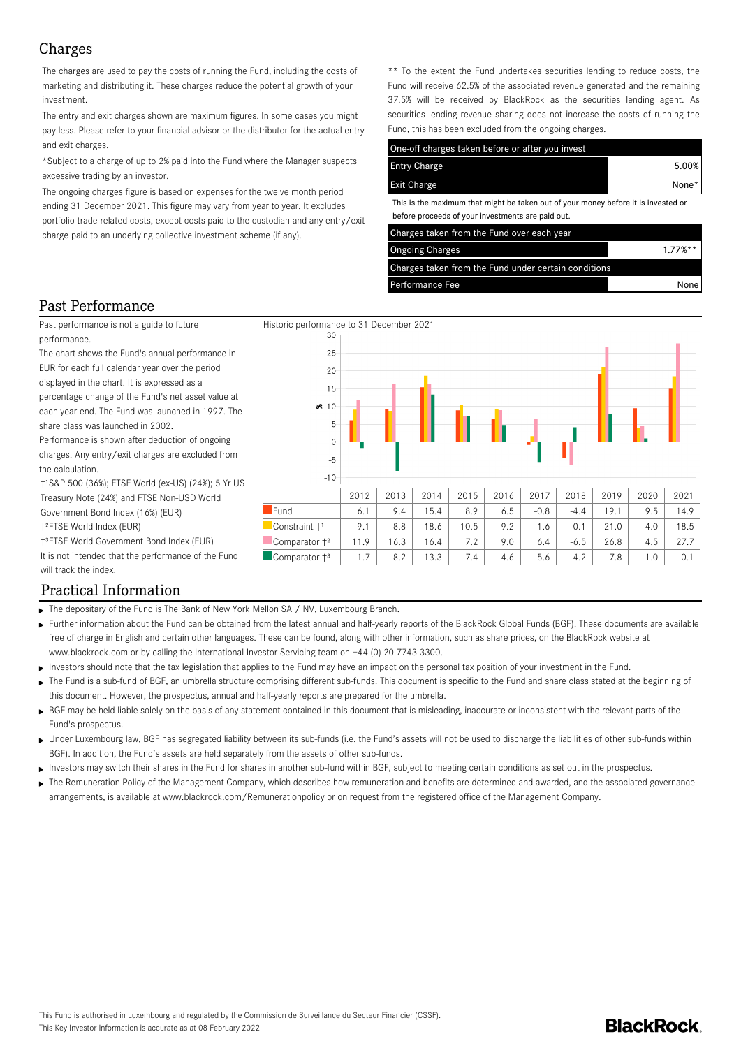## Charges

The charges are used to pay the costs of running the Fund, including the costs of marketing and distributing it. These charges reduce the potential growth of your investment.

The entry and exit charges shown are maximum figures. In some cases you might pay less. Please refer to your financial advisor or the distributor for the actual entry and exit charges.

*Subject to a charge of up to 2% paid into the Fund where the Manager suspects excessive trading by an investor.

The ongoing charges figure is based on expenses for the twelve month period ending 31 December 2021. This figure may vary from year to year. It excludes portfolio trade-related costs, except costs paid to the custodian and any entry/exit charge paid to an underlying collective investment scheme (if any).

** To the extent the Fund undertakes securities lending to reduce costs, the Fund will receive 62.5% of the associated revenue generated and the remaining 37.5% will be received by BlackRock as the securities lending agent. As securities lending revenue sharing does not increase the costs of running the Fund, this has been excluded from the ongoing charges.

| One-off charges taken before or after you invest | |
|---|---|
| Entry Charge | 5.00% |
| Exit Charge | None* |

This is the maximum that might be taken out of your money before it is invested or before proceeds of your investments are paid out.

| Charges taken from the Fund over each year | |
|---|---|
| Ongoing Charges | 1.77%** |

| Charges taken from the Fund under certain conditions | |
|---|---|
| Performance Fee | None |

## Past Performance

Past performance is not a guide to future performance.

The chart shows the Fund's annual performance in EUR for each full calendar year over the period displayed in the chart. It is expressed as a percentage change of the Fund's net asset value at each year-end. The Fund was launched in 1997. The share class was launched in 2002.

Performance is shown after deduction of ongoing charges. Any entry/exit charges are excluded from the calculation.

†[1]S&P 500 (36%); FTSE World (ex-US) (24%); 5 Yr US Treasury Note (24%) and FTSE Non-USD World Government Bond Index (16%) (EUR)

†[2]FTSE World Index (EUR)

†[3]FTSE World Government Bond Index (EUR)

It is not intended that the performance of the Fund will track the index.

Historic performance to 31 December 2021

%

30
25
20
15
10
5
0
-5
-10

| | 2012 | 2013 | 2014 | 2015 | 2016 | 2017 | 2018 | 2019 | 2020 | 2021 |
|---|---|---|---|---|---|---|---|---|---|---|
| Fund | 6.1 | 9.4 | 15.4 | 8.9 | 6.5 | -0.8 | -4.4 | 19.1 | 9.5 | 14.9 |
| Constraint †[1] | 9.1 | 8.8 | 18.6 | 10.5 | 9.2 | 1.6 | 0.1 | 21.0 | 4.0 | 18.5 |
| Comparator †[2] | 11.9 | 16.3 | 16.4 | 7.2 | 9.0 | 6.4 | -6.5 | 26.8 | 4.5 | 27.7 |
| Comparator †[3] | -1.7 | -8.2 | 13.3 | 7.4 | 4.6 | -5.6 | 4.2 | 7.8 | 1.0 | 0.1 |

## Practical Information

- The depositary of the Fund is The Bank of New York Mellon SA / NV, Luxembourg Branch.
- Further information about the Fund can be obtained from the latest annual and half-yearly reports of the BlackRock Global Funds (BGF). These documents are available free of charge in English and certain other languages. These can be found, along with other information, such as share prices, on the BlackRock website at www.blackrock.com or by calling the International Investor Servicing team on +44 (0) 20 7743 3300.
- Investors should note that the tax legislation that applies to the Fund may have an impact on the personal tax position of your investment in the Fund.
- The Fund is a sub-fund of BGF, an umbrella structure comprising different sub-funds. This document is specific to the Fund and share class stated at the beginning of this document. However, the prospectus, annual and half-yearly reports are prepared for the umbrella.
- BGF may be held liable solely on the basis of any statement contained in this document that is misleading, inaccurate or inconsistent with the relevant parts of the Fund's prospectus.
- Under Luxembourg law, BGF has segregated liability between its sub-funds (i.e. the Fund's assets will not be used to discharge the liabilities of other sub-funds within BGF). In addition, the Fund's assets are held separately from the assets of other sub-funds.
- Investors may switch their shares in the Fund for shares in another sub-fund within BGF, subject to meeting certain conditions as set out in the prospectus.
- The Remuneration Policy of the Management Company, which describes how remuneration and benefits are determined and awarded, and the associated governance arrangements, is available at www.blackrock.com/Remunerationpolicy or on request from the registered office of the Management Company.

This Fund is authorised in Luxembourg and regulated by the Commission de Surveillance du Secteur Financier (CSSF).
This Key Investor Information is accurate as at 08 February 2022

BlackRock.